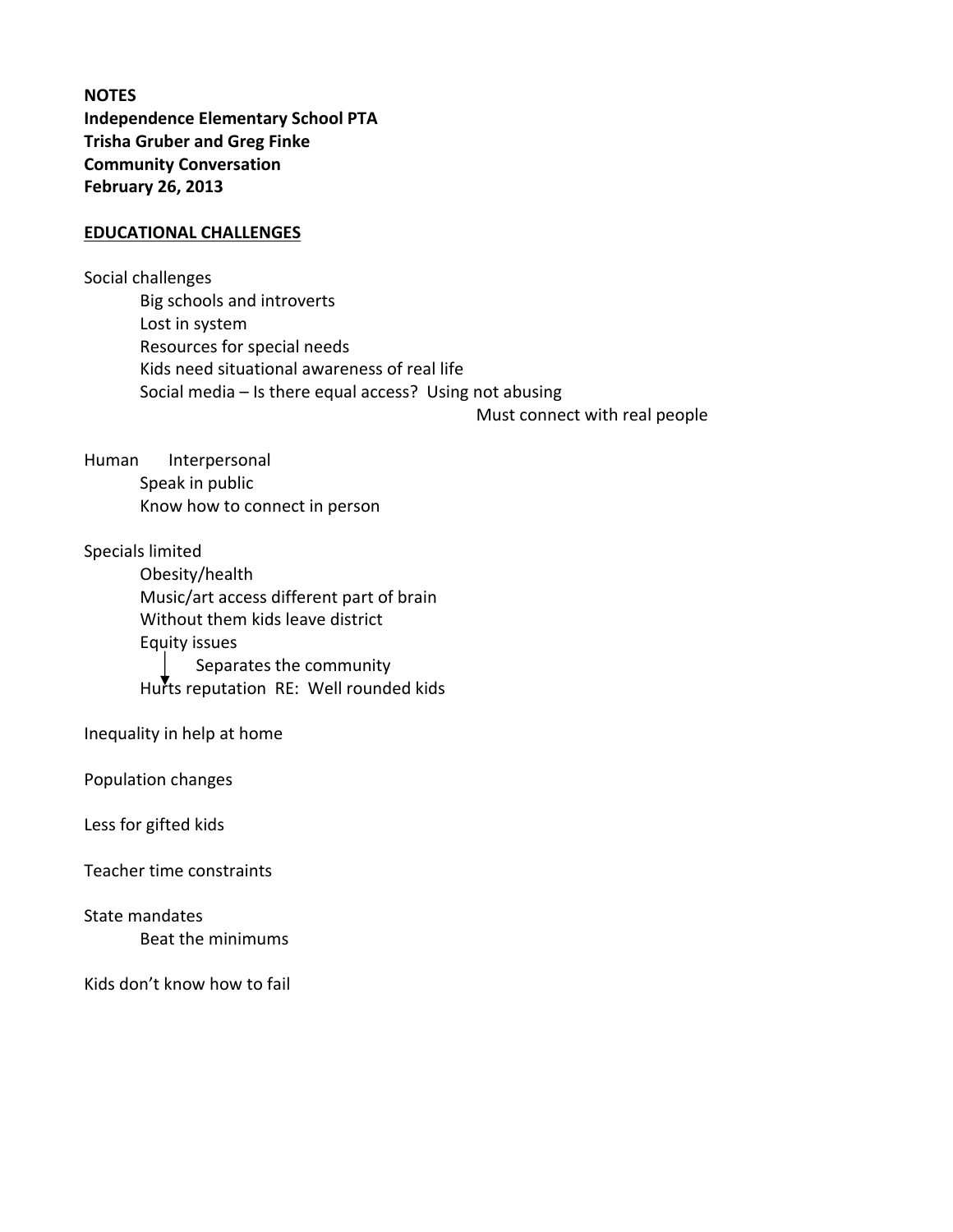**NOTES**
**Independence Elementary School PTA**
**Trisha Gruber and Greg Finke**
**Community Conversation**
**February 26, 2013**

## EDUCATIONAL CHALLENGES

Social challenges

- Big schools and introverts
- Lost in system
- Resources for special needs
- Kids need situational awareness of real life
- Social media – Is there equal access? Using not abusing
  - Must connect with real people

Human Interpersonal

- Speak in public
- Know how to connect in person

Specials limited

- Obesity/health
- Music/art access different part of brain
- Without them kids leave district
- Equity issues
  - Separates the community
- ↓ Hurts reputation RE: Well rounded kids

Inequality in help at home

Population changes

Less for gifted kids

Teacher time constraints

State mandates

- Beat the minimums

Kids don't know how to fail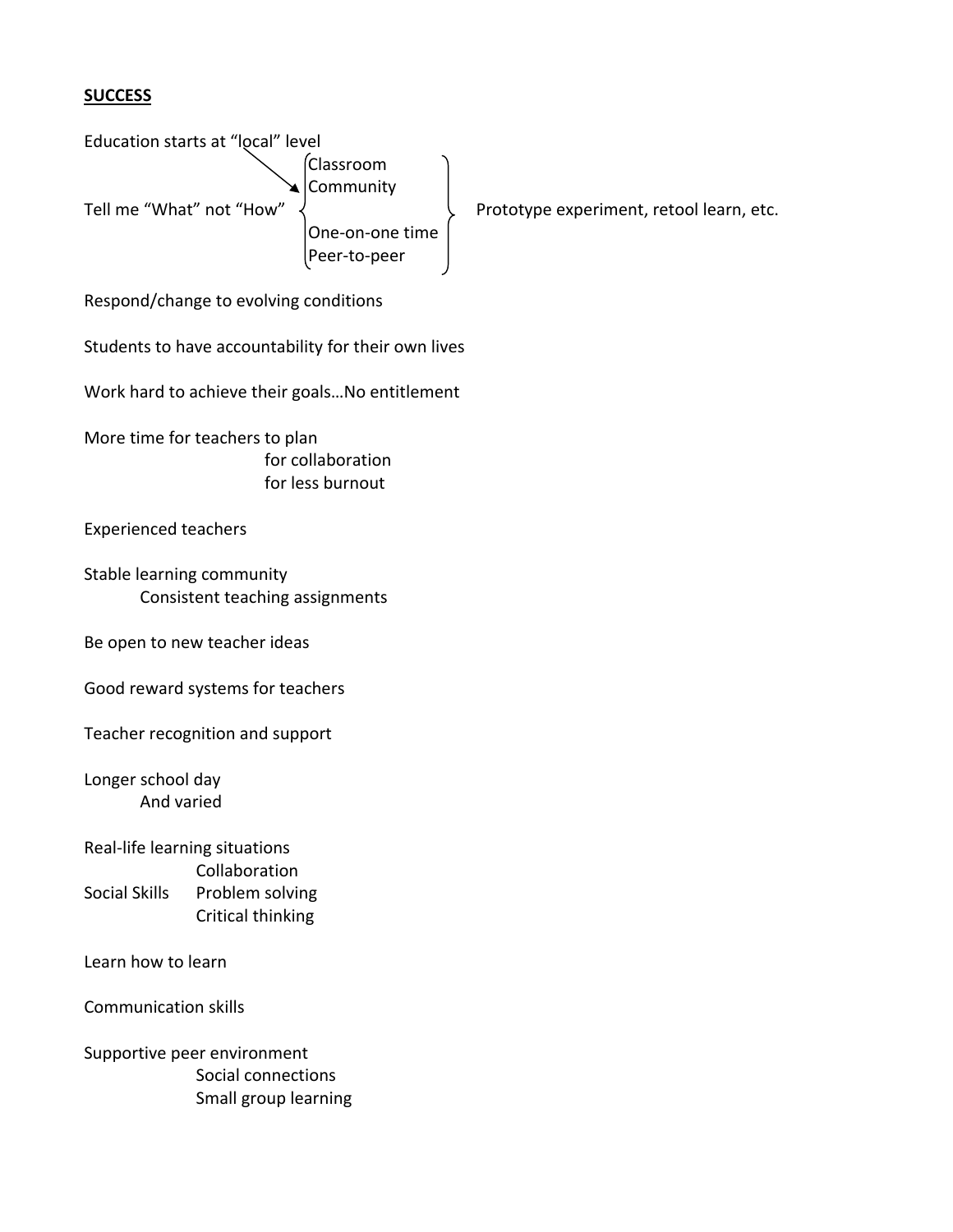**SUCCESS**

Education starts at "local" level

- Classroom
- Community

Tell me "What" not "How"

- One-on-one time
- Peer-to-peer

Prototype experiment, retool learn, etc.

Respond/change to evolving conditions

Students to have accountability for their own lives

Work hard to achieve their goals…No entitlement

More time for teachers to plan
- for collaboration
- for less burnout

Experienced teachers

Stable learning community
- Consistent teaching assignments

Be open to new teacher ideas

Good reward systems for teachers

Teacher recognition and support

Longer school day
- And varied

Real-life learning situations

Social Skills
- Collaboration
- Problem solving
- Critical thinking

Learn how to learn

Communication skills

Supportive peer environment
- Social connections
- Small group learning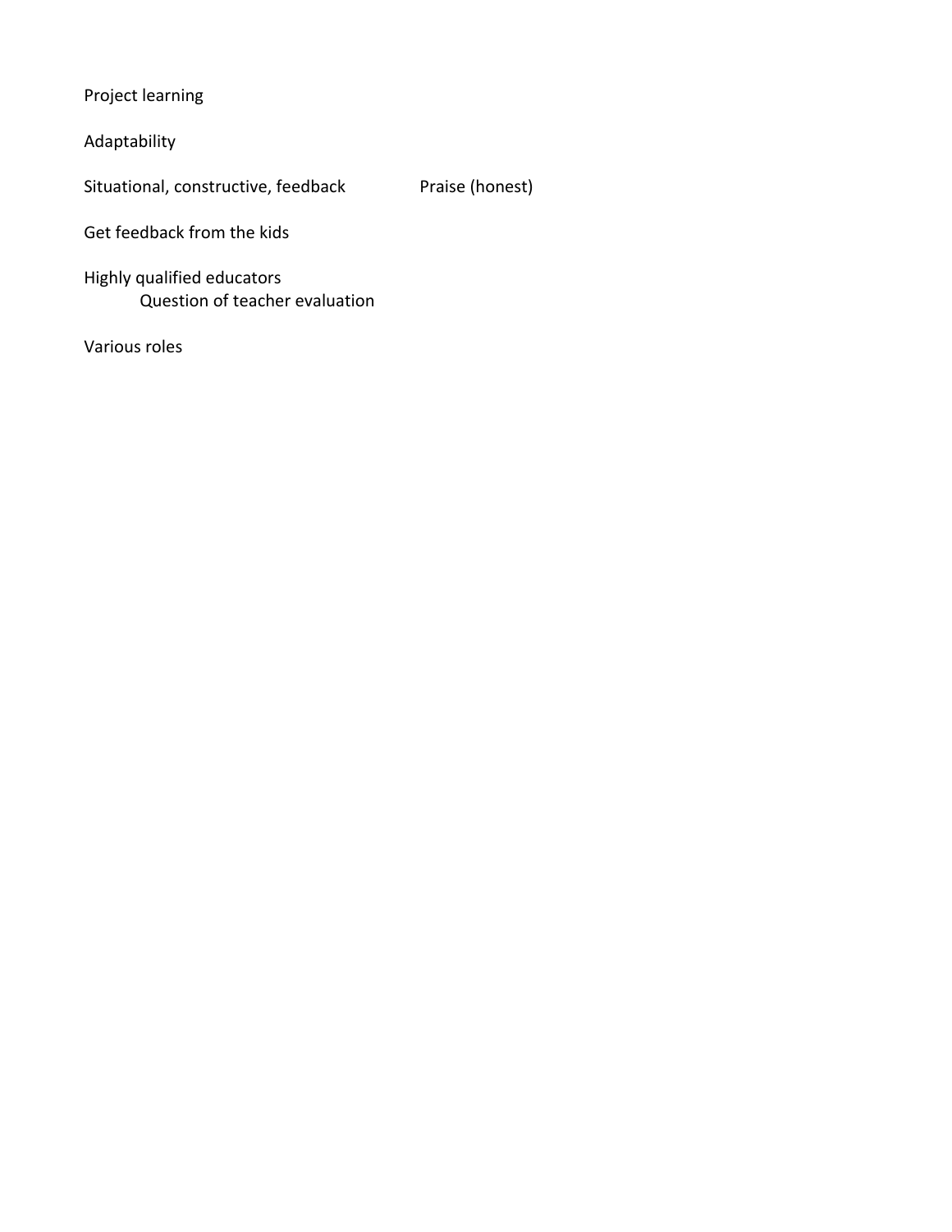Project learning

Adaptability

Situational, constructive, feedback Praise (honest)

Get feedback from the kids

Highly qualified educators
- Question of teacher evaluation

Various roles